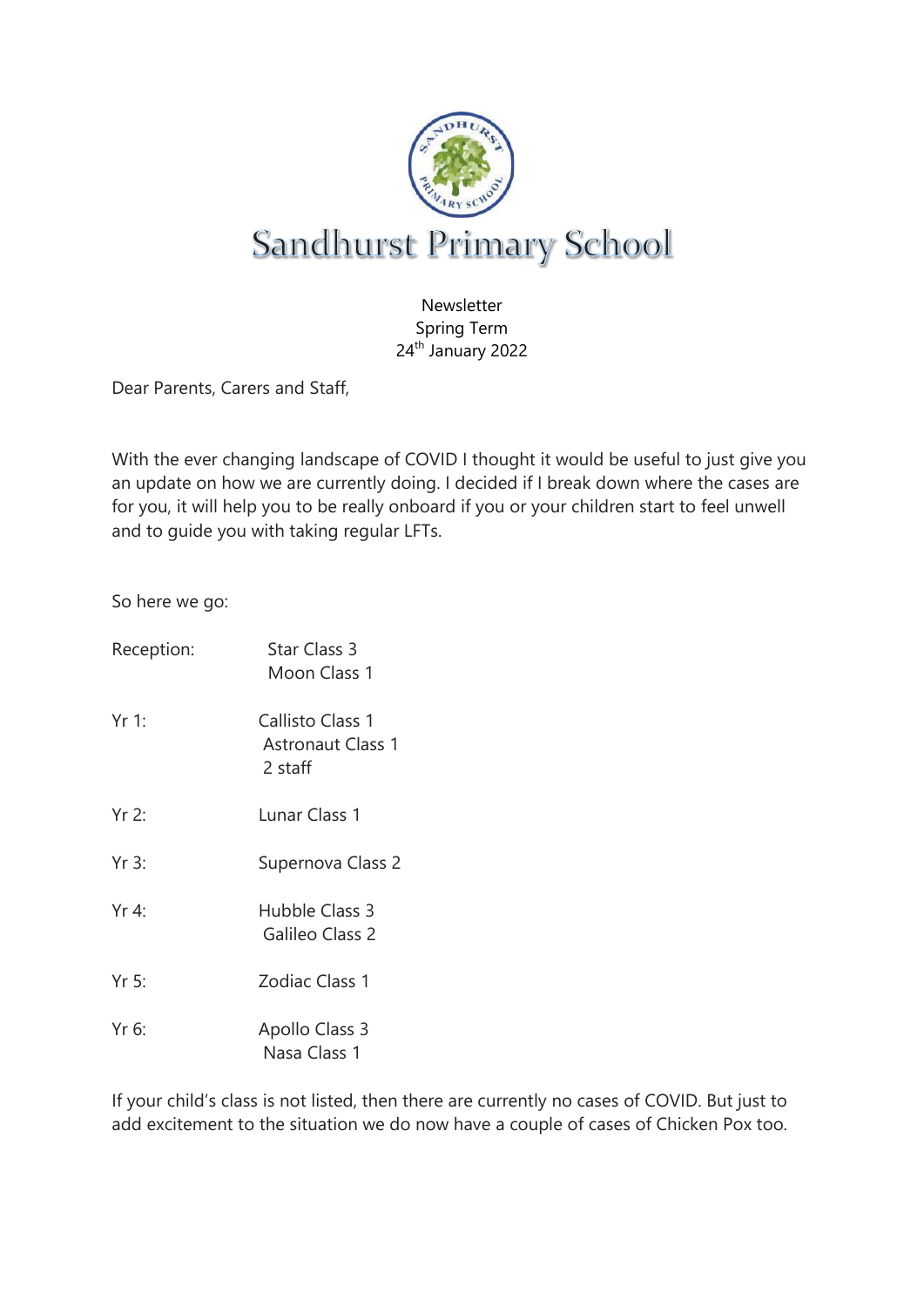# Sandhurst Primary School

Newsletter
Spring Term
24th January 2022

Dear Parents, Carers and Staff,

With the ever changing landscape of COVID I thought it would be useful to just give you an update on how we are currently doing. I decided if I break down where the cases are for you, it will help you to be really onboard if you or your children start to feel unwell and to guide you with taking regular LFTs.

So here we go:

| | |
|---|---|
| Reception: | Star Class 3<br>Moon Class 1 |
| Yr 1: | Callisto Class 1<br>Astronaut Class 1<br>2 staff |
| Yr 2: | Lunar Class 1 |
| Yr 3: | Supernova Class 2 |
| Yr 4: | Hubble Class 3<br>Galileo Class 2 |
| Yr 5: | Zodiac Class 1 |
| Yr 6: | Apollo Class 3<br>Nasa Class 1 |

If your child's class is not listed, then there are currently no cases of COVID. But just to add excitement to the situation we do now have a couple of cases of Chicken Pox too.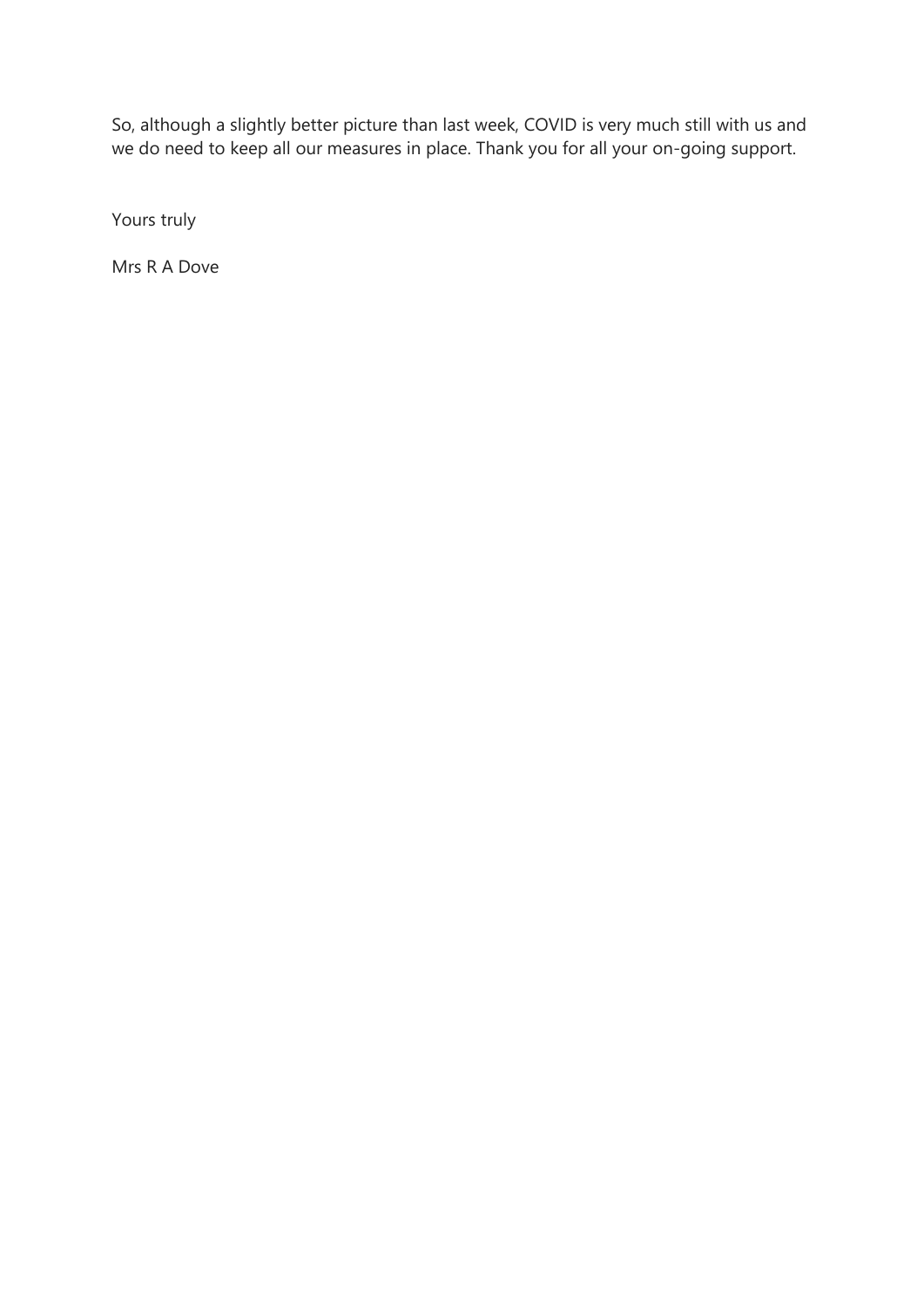So, although a slightly better picture than last week, COVID is very much still with us and we do need to keep all our measures in place. Thank you for all your on-going support.

Yours truly

Mrs R A Dove